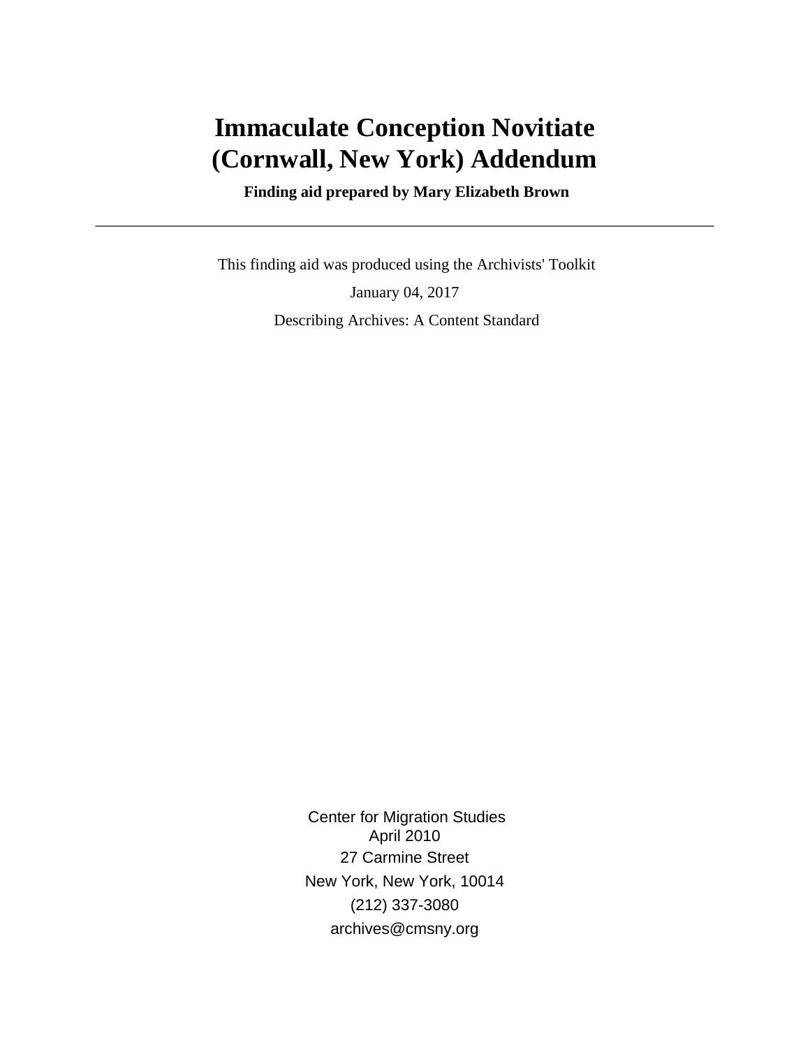# Immaculate Conception Novitiate (Cornwall, New York) Addendum

**Finding aid prepared by Mary Elizabeth Brown**

---

This finding aid was produced using the Archivists' Toolkit

January 04, 2017

Describing Archives: A Content Standard

Center for Migration Studies
April 2010
27 Carmine Street
New York, New York, 10014
(212) 337-3080
archives@cmsny.org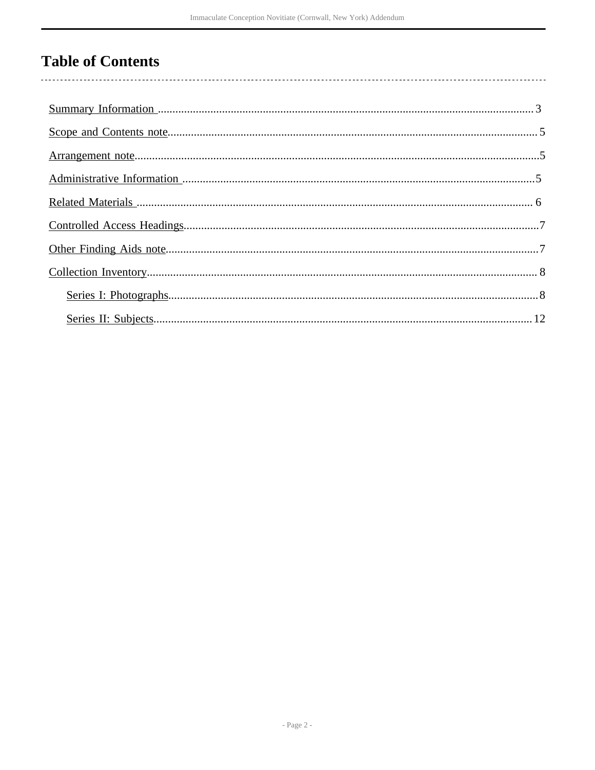# Table of Contents

- Summary Information .......... 3
- Scope and Contents note .......... 5
- Arrangement note .......... 5
- Administrative Information .......... 5
- Related Materials .......... 6
- Controlled Access Headings .......... 7
- Other Finding Aids note .......... 7
- Collection Inventory .......... 8
  - Series I: Photographs .......... 8
  - Series II: Subjects .......... 12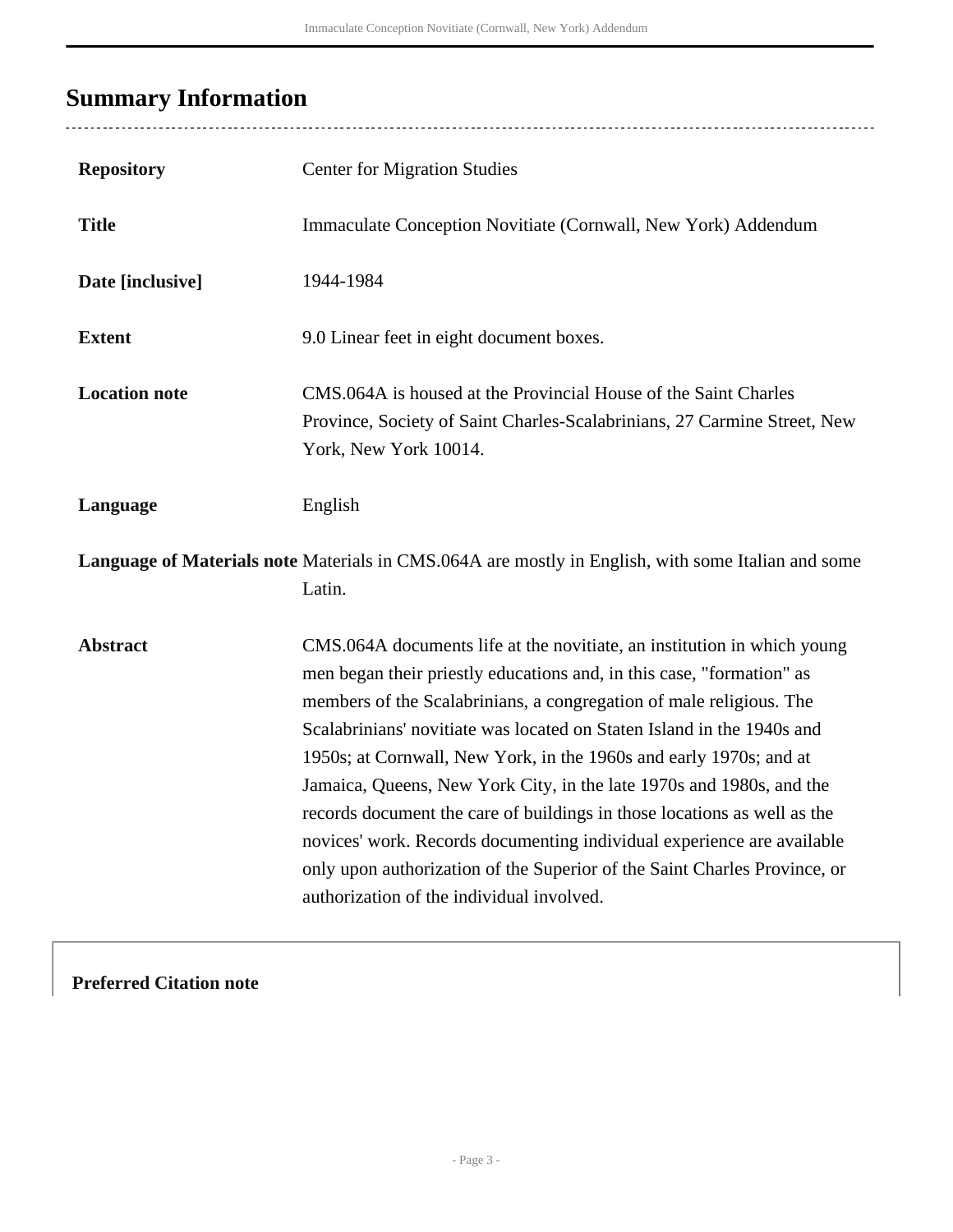## Summary Information

| | |
|---|---|
| **Repository** | Center for Migration Studies |
| **Title** | Immaculate Conception Novitiate (Cornwall, New York) Addendum |
| **Date [inclusive]** | 1944-1984 |
| **Extent** | 9.0 Linear feet in eight document boxes. |
| **Location note** | CMS.064A is housed at the Provincial House of the Saint Charles Province, Society of Saint Charles-Scalabrinians, 27 Carmine Street, New York, New York 10014. |
| **Language** | English |
| **Language of Materials note** | Materials in CMS.064A are mostly in English, with some Italian and some Latin. |
| **Abstract** | CMS.064A documents life at the novitiate, an institution in which young men began their priestly educations and, in this case, "formation" as members of the Scalabrinians, a congregation of male religious. The Scalabrinians' novitiate was located on Staten Island in the 1940s and 1950s; at Cornwall, New York, in the 1960s and early 1970s; and at Jamaica, Queens, New York City, in the late 1970s and 1980s, and the records document the care of buildings in those locations as well as the novices' work. Records documenting individual experience are available only upon authorization of the Superior of the Saint Charles Province, or authorization of the individual involved. |

**Preferred Citation note**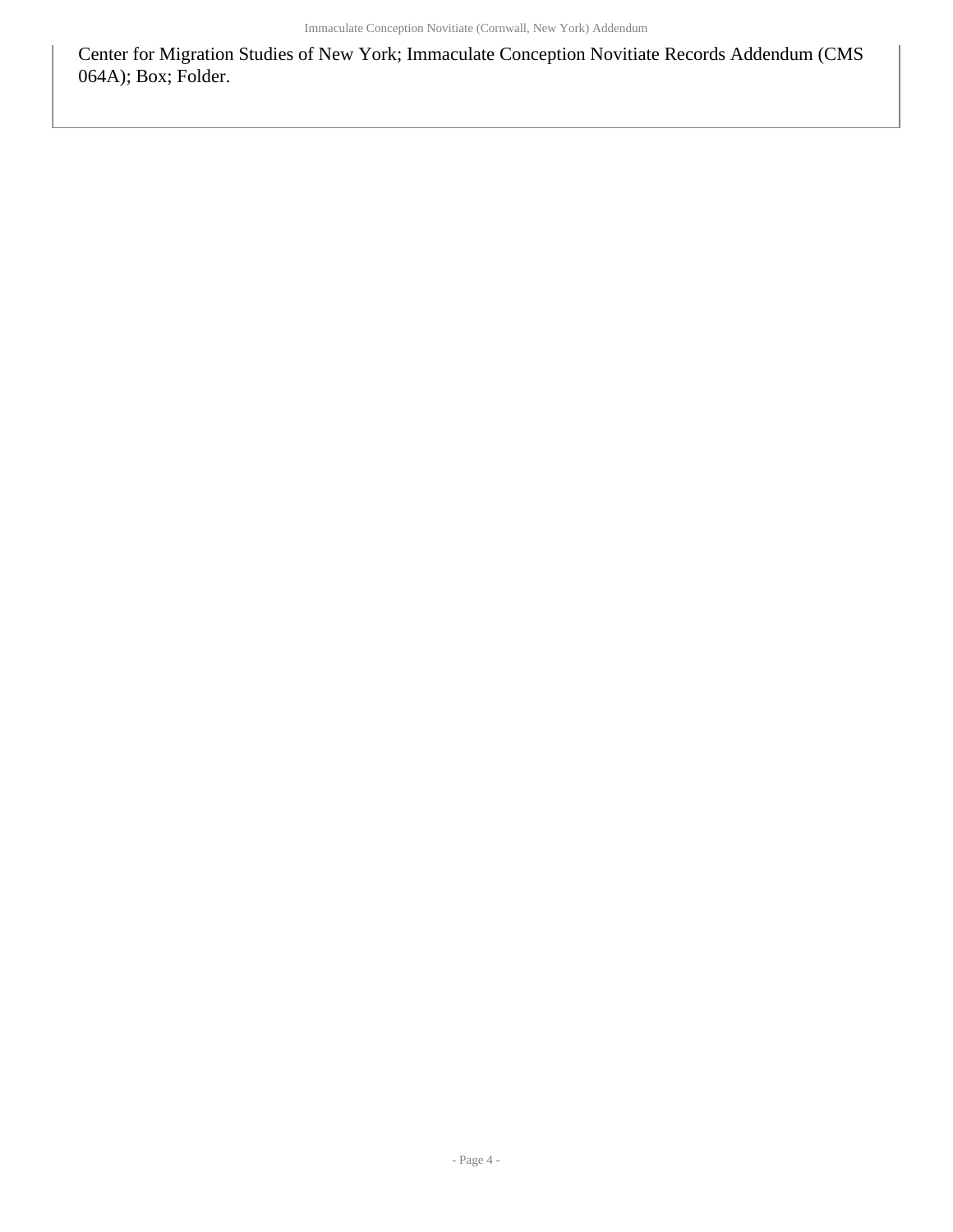Center for Migration Studies of New York; Immaculate Conception Novitiate Records Addendum (CMS 064A); Box; Folder.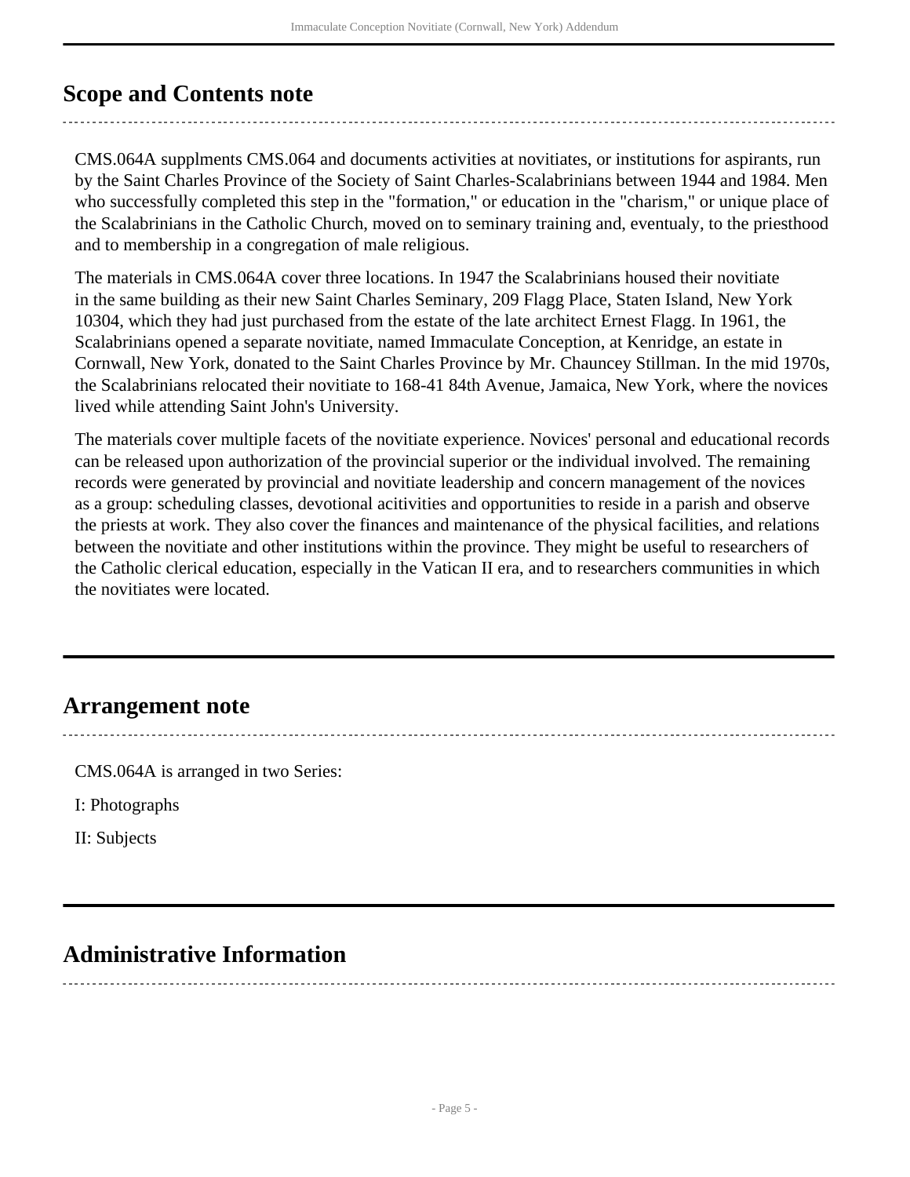## Scope and Contents note

CMS.064A supplments CMS.064 and documents activities at novitiates, or institutions for aspirants, run by the Saint Charles Province of the Society of Saint Charles-Scalabrinians between 1944 and 1984. Men who successfully completed this step in the "formation," or education in the "charism," or unique place of the Scalabrinians in the Catholic Church, moved on to seminary training and, eventualy, to the priesthood and to membership in a congregation of male religious.

The materials in CMS.064A cover three locations. In 1947 the Scalabrinians housed their novitiate in the same building as their new Saint Charles Seminary, 209 Flagg Place, Staten Island, New York 10304, which they had just purchased from the estate of the late architect Ernest Flagg. In 1961, the Scalabrinians opened a separate novitiate, named Immaculate Conception, at Kenridge, an estate in Cornwall, New York, donated to the Saint Charles Province by Mr. Chauncey Stillman. In the mid 1970s, the Scalabrinians relocated their novitiate to 168-41 84th Avenue, Jamaica, New York, where the novices lived while attending Saint John's University.

The materials cover multiple facets of the novitiate experience. Novices' personal and educational records can be released upon authorization of the provincial superior or the individual involved. The remaining records were generated by provincial and novitiate leadership and concern management of the novices as a group: scheduling classes, devotional acitivities and opportunities to reside in a parish and observe the priests at work. They also cover the finances and maintenance of the physical facilities, and relations between the novitiate and other institutions within the province. They might be useful to researchers of the Catholic clerical education, especially in the Vatican II era, and to researchers communities in which the novitiates were located.

## Arrangement note

CMS.064A is arranged in two Series:

I: Photographs

II: Subjects

## Administrative Information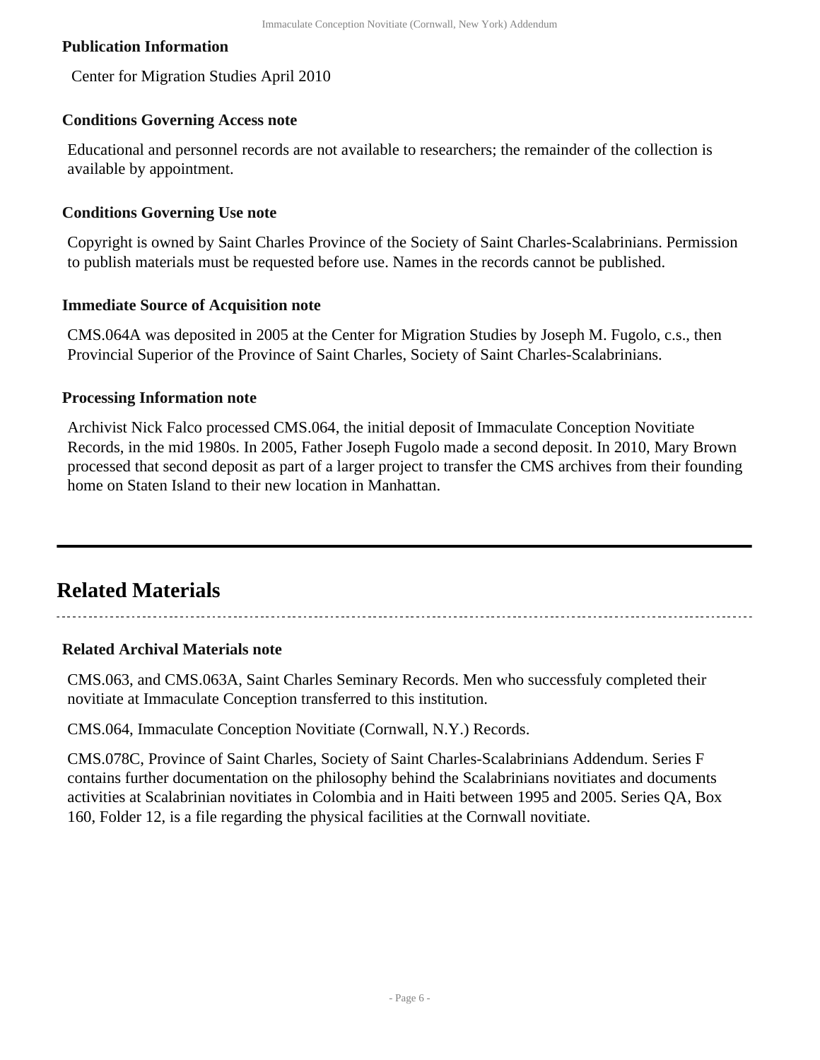### Publication Information

Center for Migration Studies April 2010

### Conditions Governing Access note

Educational and personnel records are not available to researchers; the remainder of the collection is available by appointment.

### Conditions Governing Use note

Copyright is owned by Saint Charles Province of the Society of Saint Charles-Scalabrinians. Permission to publish materials must be requested before use. Names in the records cannot be published.

### Immediate Source of Acquisition note

CMS.064A was deposited in 2005 at the Center for Migration Studies by Joseph M. Fugolo, c.s., then Provincial Superior of the Province of Saint Charles, Society of Saint Charles-Scalabrinians.

### Processing Information note

Archivist Nick Falco processed CMS.064, the initial deposit of Immaculate Conception Novitiate Records, in the mid 1980s. In 2005, Father Joseph Fugolo made a second deposit. In 2010, Mary Brown processed that second deposit as part of a larger project to transfer the CMS archives from their founding home on Staten Island to their new location in Manhattan.

## Related Materials

### Related Archival Materials note

CMS.063, and CMS.063A, Saint Charles Seminary Records. Men who successfuly completed their novitiate at Immaculate Conception transferred to this institution.

CMS.064, Immaculate Conception Novitiate (Cornwall, N.Y.) Records.

CMS.078C, Province of Saint Charles, Society of Saint Charles-Scalabrinians Addendum. Series F contains further documentation on the philosophy behind the Scalabrinians novitiates and documents activities at Scalabrinian novitiates in Colombia and in Haiti between 1995 and 2005. Series QA, Box 160, Folder 12, is a file regarding the physical facilities at the Cornwall novitiate.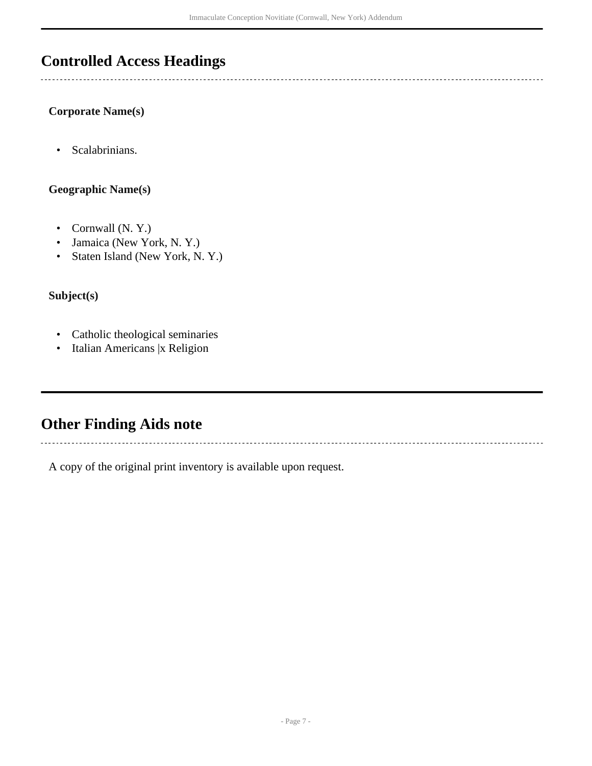## Controlled Access Headings

### Corporate Name(s)

- Scalabrinians.

### Geographic Name(s)

- Cornwall (N. Y.)
- Jamaica (New York, N. Y.)
- Staten Island (New York, N. Y.)

### Subject(s)

- Catholic theological seminaries
- Italian Americans |x Religion

## Other Finding Aids note

A copy of the original print inventory is available upon request.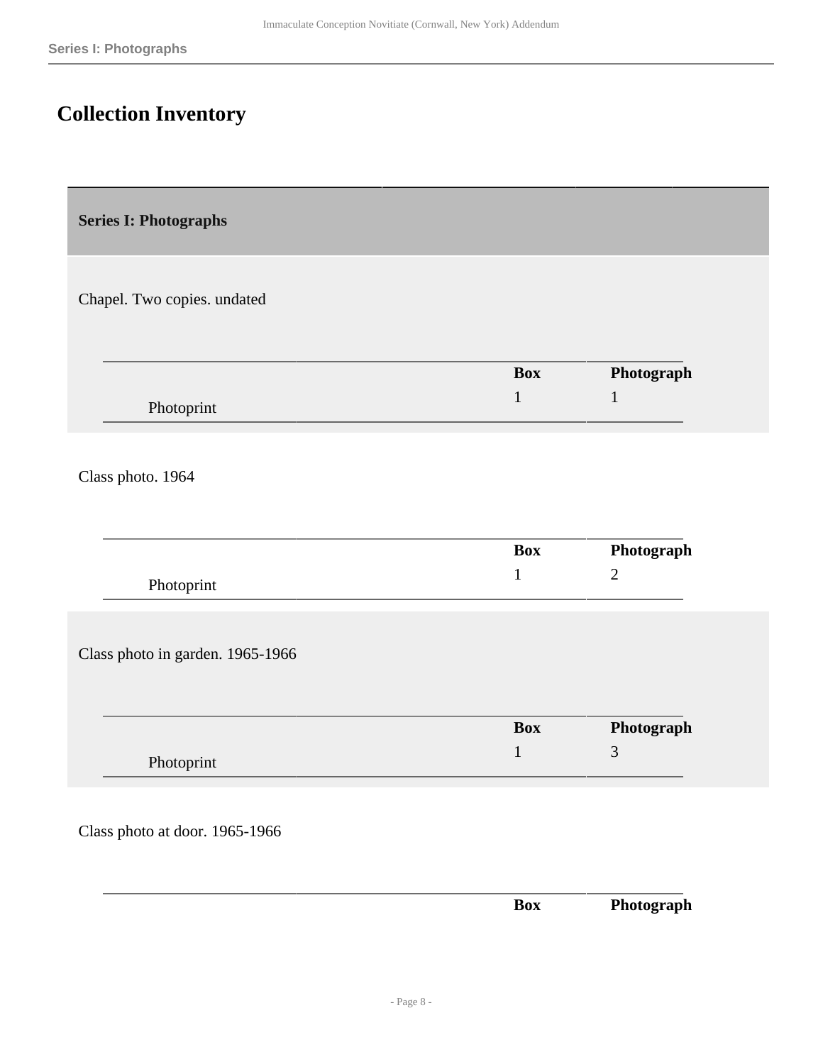## Collection Inventory

### Series I: Photographs

Chapel. Two copies. undated

| | Box | Photograph |
|---|---|---|
| Photoprint | 1 | 1 |

Class photo. 1964

| | Box | Photograph |
|---|---|---|
| Photoprint | 1 | 2 |

Class photo in garden. 1965-1966

| | Box | Photograph |
|---|---|---|
| Photoprint | 1 | 3 |

Class photo at door. 1965-1966

| | Box | Photograph |
|---|---|---|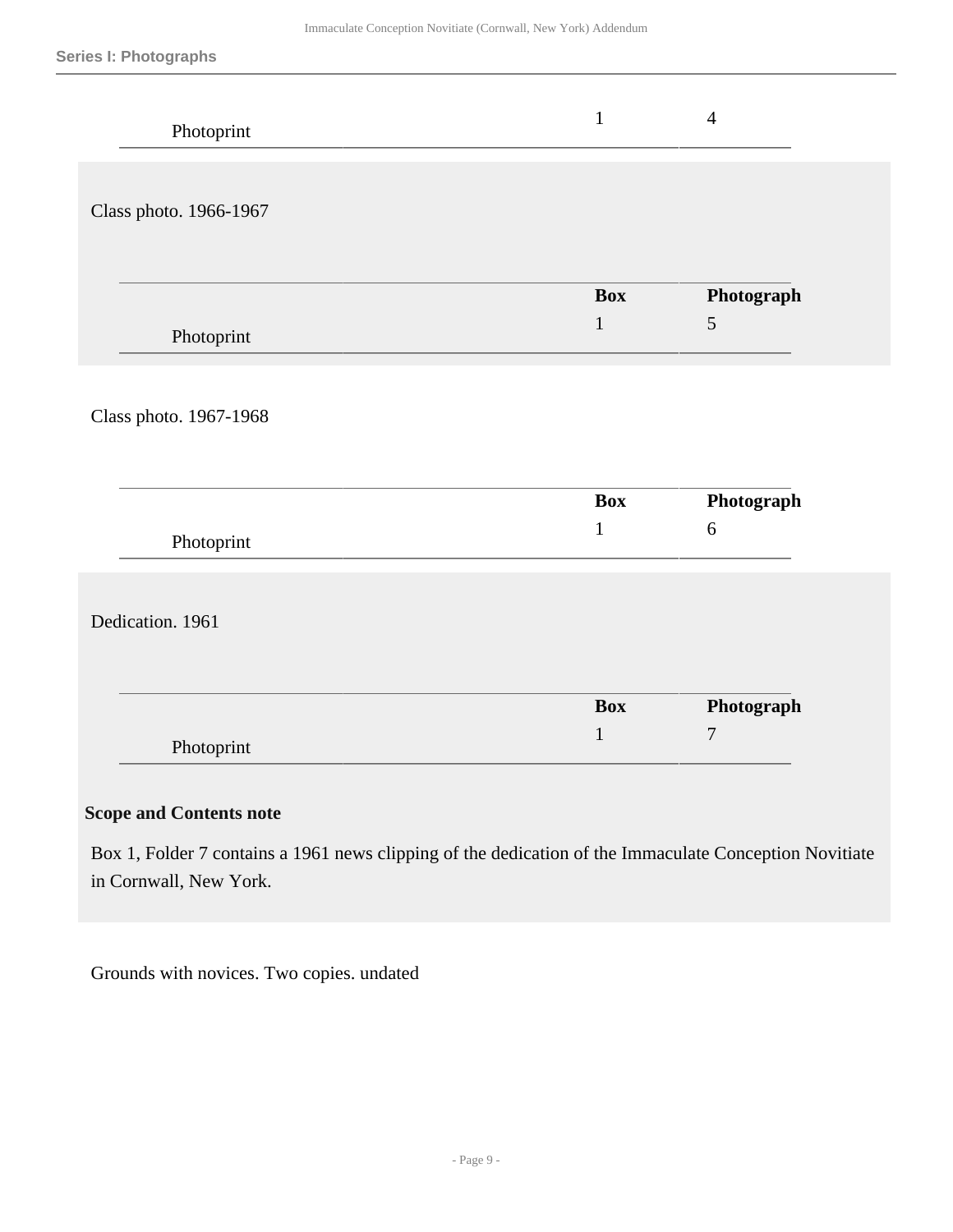| | Box | Photograph |
|---|---|---|
| Photoprint | 1 | 4 |

Class photo. 1966-1967

| | Box | Photograph |
|---|---|---|
| Photoprint | 1 | 5 |

Class photo. 1967-1968

| | Box | Photograph |
|---|---|---|
| Photoprint | 1 | 6 |

Dedication. 1961

| | Box | Photograph |
|---|---|---|
| Photoprint | 1 | 7 |

**Scope and Contents note**

Box 1, Folder 7 contains a 1961 news clipping of the dedication of the Immaculate Conception Novitiate in Cornwall, New York.

Grounds with novices. Two copies. undated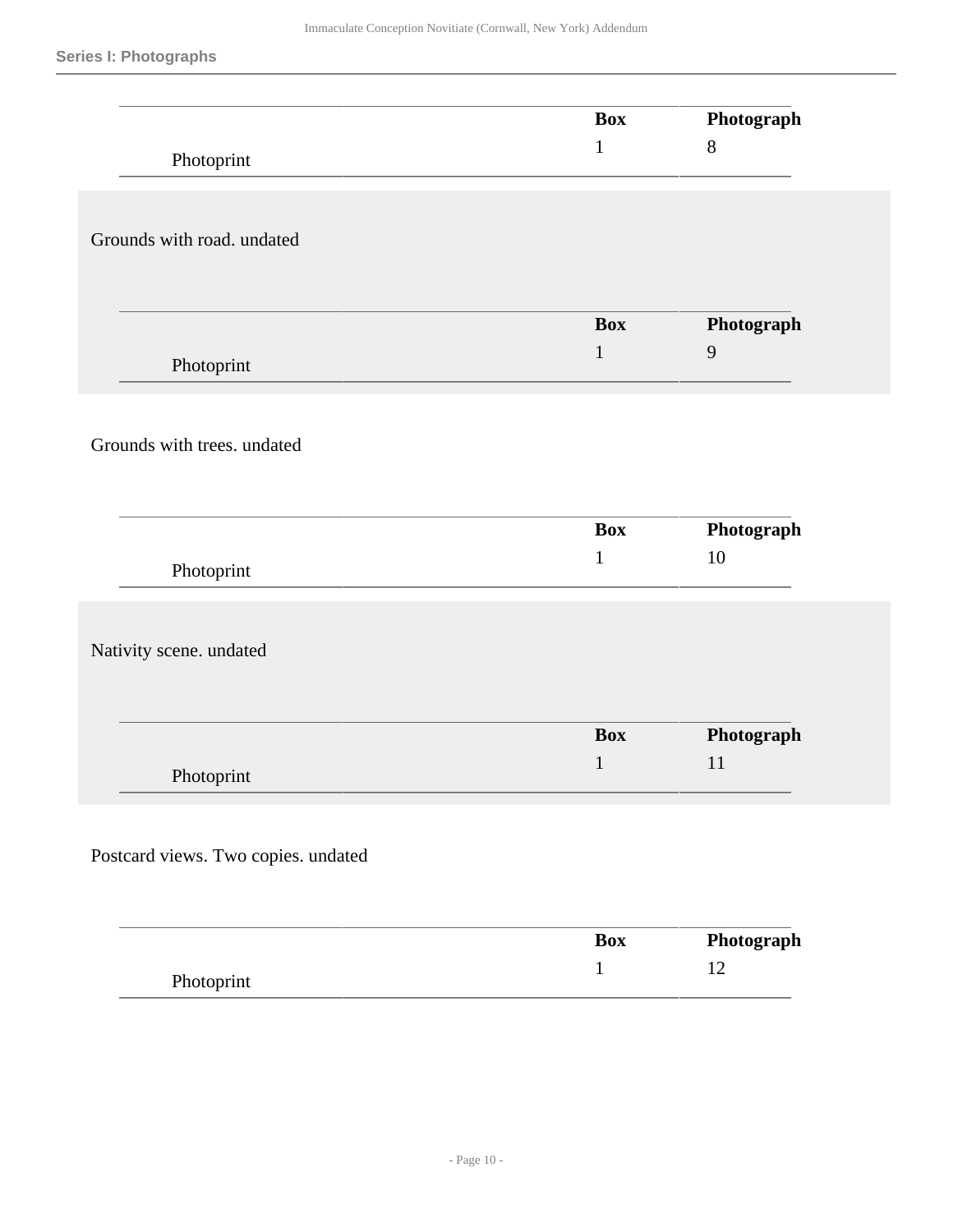| | Box | Photograph |
|---|---|---|
| Photoprint | 1 | 8 |

Grounds with road. undated

| | Box | Photograph |
|---|---|---|
| Photoprint | 1 | 9 |

Grounds with trees. undated

| | Box | Photograph |
|---|---|---|
| Photoprint | 1 | 10 |

Nativity scene. undated

| | Box | Photograph |
|---|---|---|
| Photoprint | 1 | 11 |

Postcard views. Two copies. undated

| | Box | Photograph |
|---|---|---|
| Photoprint | 1 | 12 |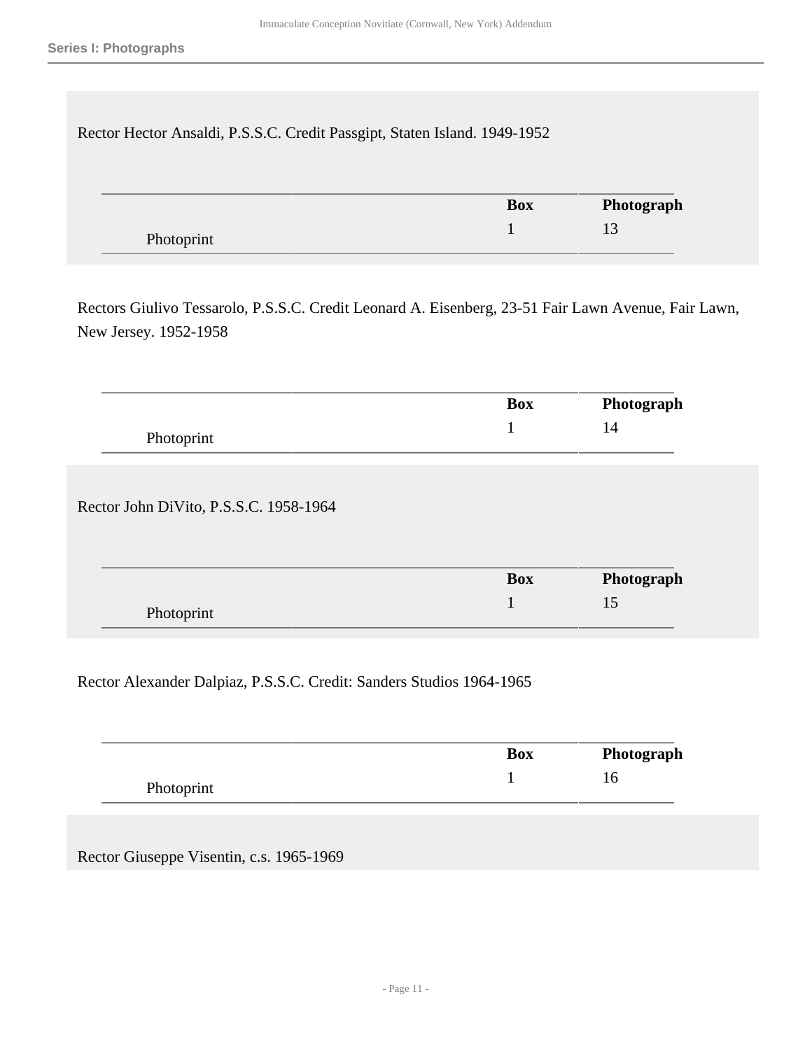Rector Hector Ansaldi, P.S.S.C. Credit Passgipt, Staten Island. 1949-1952

| | Box | Photograph |
|---|---|---|
| Photoprint | 1 | 13 |

Rectors Giulivo Tessarolo, P.S.S.C. Credit Leonard A. Eisenberg, 23-51 Fair Lawn Avenue, Fair Lawn, New Jersey. 1952-1958

| | Box | Photograph |
|---|---|---|
| Photoprint | 1 | 14 |

Rector John DiVito, P.S.S.C. 1958-1964

| | Box | Photograph |
|---|---|---|
| Photoprint | 1 | 15 |

Rector Alexander Dalpiaz, P.S.S.C. Credit: Sanders Studios 1964-1965

| | Box | Photograph |
|---|---|---|
| Photoprint | 1 | 16 |

Rector Giuseppe Visentin, c.s. 1965-1969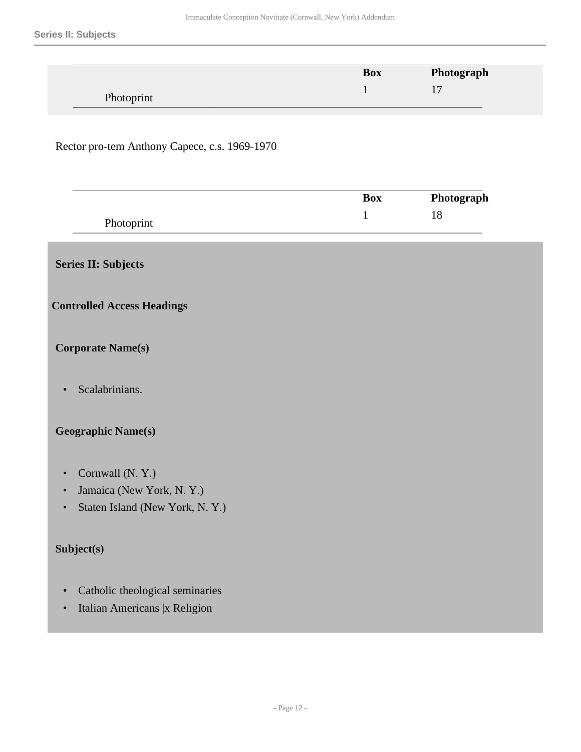| | | Box | Photograph |
|---|---|---|---|
| Photoprint | | 1 | 17 |

Rector pro-tem Anthony Capece, c.s. 1969-1970

| | | Box | Photograph |
|---|---|---|---|
| Photoprint | | 1 | 18 |

**Series II: Subjects**

## Controlled Access Headings

### Corporate Name(s)

- Scalabrinians.

### Geographic Name(s)

- Cornwall (N. Y.)
- Jamaica (New York, N. Y.)
- Staten Island (New York, N. Y.)

### Subject(s)

- Catholic theological seminaries
- Italian Americans |x Religion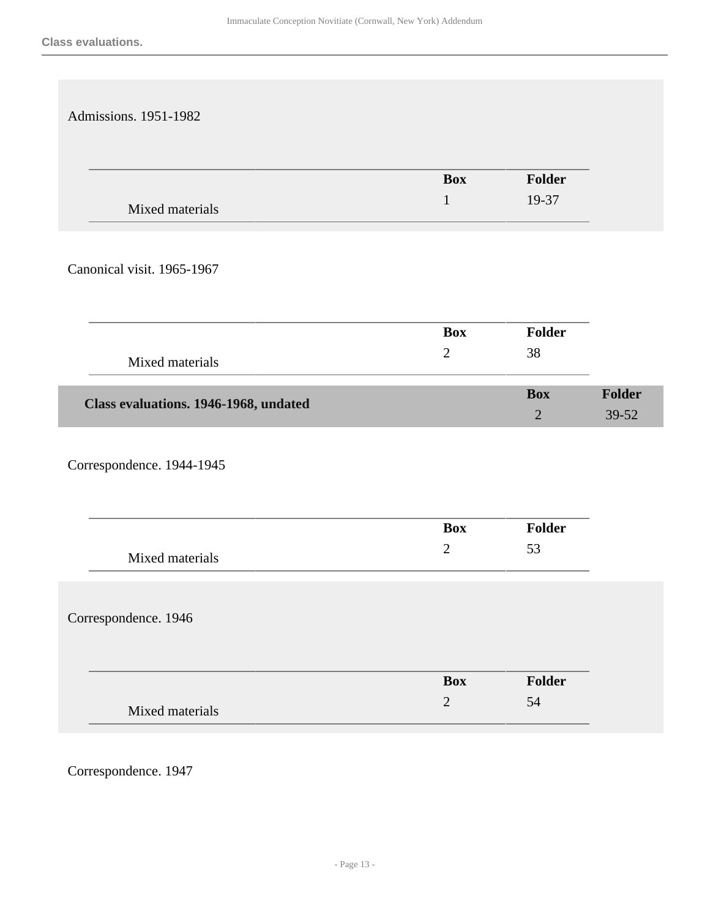Admissions. 1951-1982

| | Box | Folder |
|---|---|---|
| Mixed materials | 1 | 19-37 |

Canonical visit. 1965-1967

| | Box | Folder |
|---|---|---|
| Mixed materials | 2 | 38 |

| **Class evaluations. 1946-1968, undated** | **Box** | **Folder** |
|---|---|---|
| | 2 | 39-52 |

Correspondence. 1944-1945

| | Box | Folder |
|---|---|---|
| Mixed materials | 2 | 53 |

Correspondence. 1946

| | Box | Folder |
|---|---|---|
| Mixed materials | 2 | 54 |

Correspondence. 1947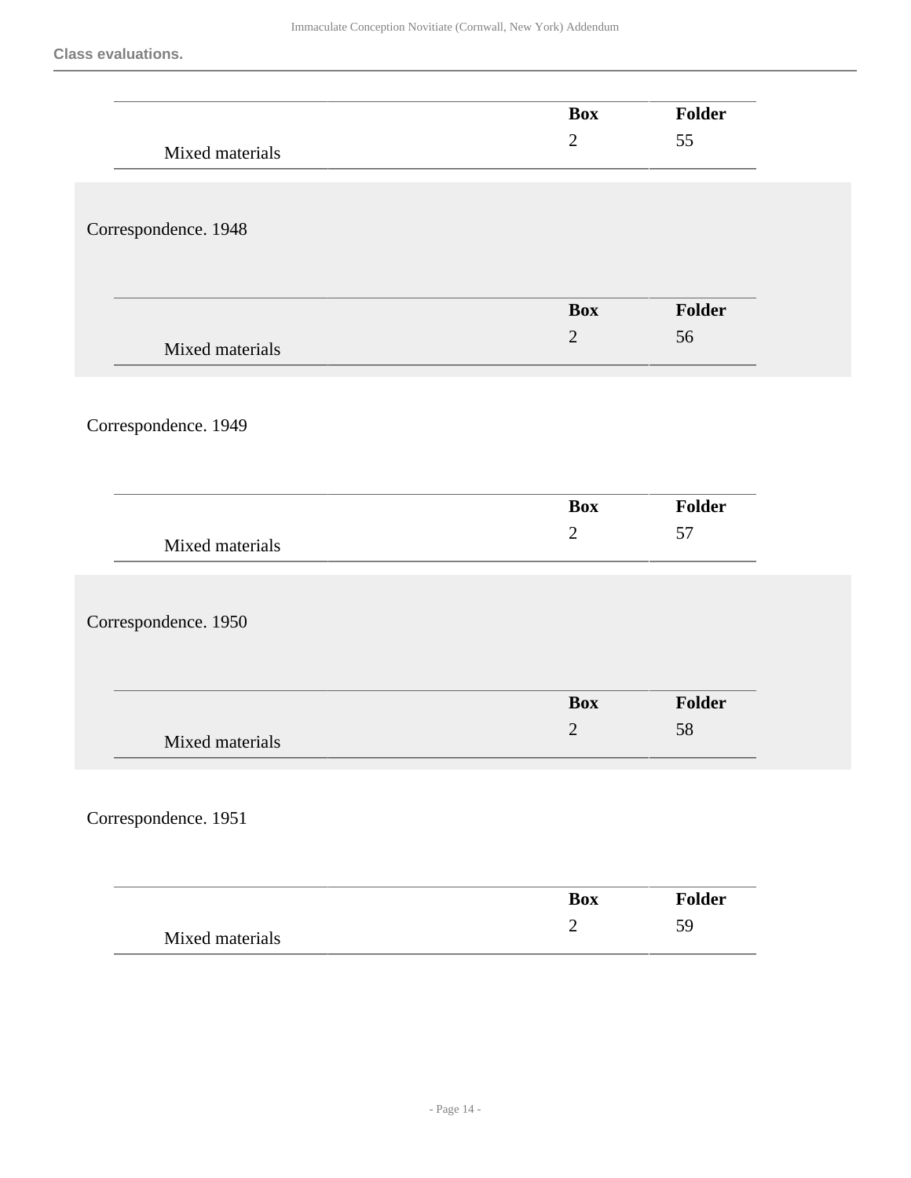**Class evaluations.**

| | Box | Folder |
|---|---|---|
| Mixed materials | 2 | 55 |

Correspondence. 1948

| | Box | Folder |
|---|---|---|
| Mixed materials | 2 | 56 |

Correspondence. 1949

| | Box | Folder |
|---|---|---|
| Mixed materials | 2 | 57 |

Correspondence. 1950

| | Box | Folder |
|---|---|---|
| Mixed materials | 2 | 58 |

Correspondence. 1951

| | Box | Folder |
|---|---|---|
| Mixed materials | 2 | 59 |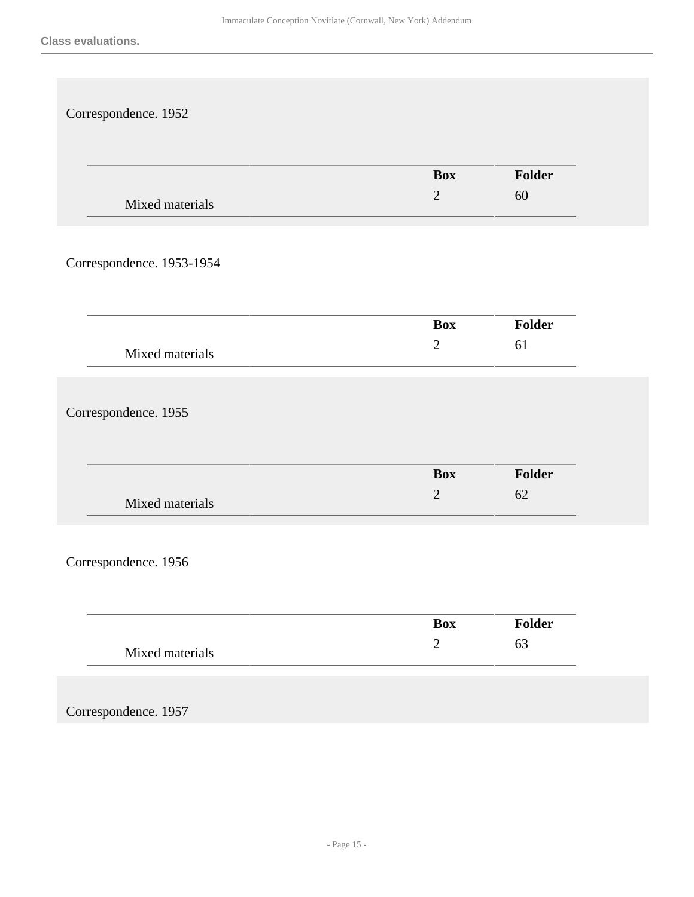Class evaluations.

Correspondence. 1952

| | Box | Folder |
|---|---|---|
| Mixed materials | 2 | 60 |

Correspondence. 1953-1954

| | Box | Folder |
|---|---|---|
| Mixed materials | 2 | 61 |

Correspondence. 1955

| | Box | Folder |
|---|---|---|
| Mixed materials | 2 | 62 |

Correspondence. 1956

| | Box | Folder |
|---|---|---|
| Mixed materials | 2 | 63 |

Correspondence. 1957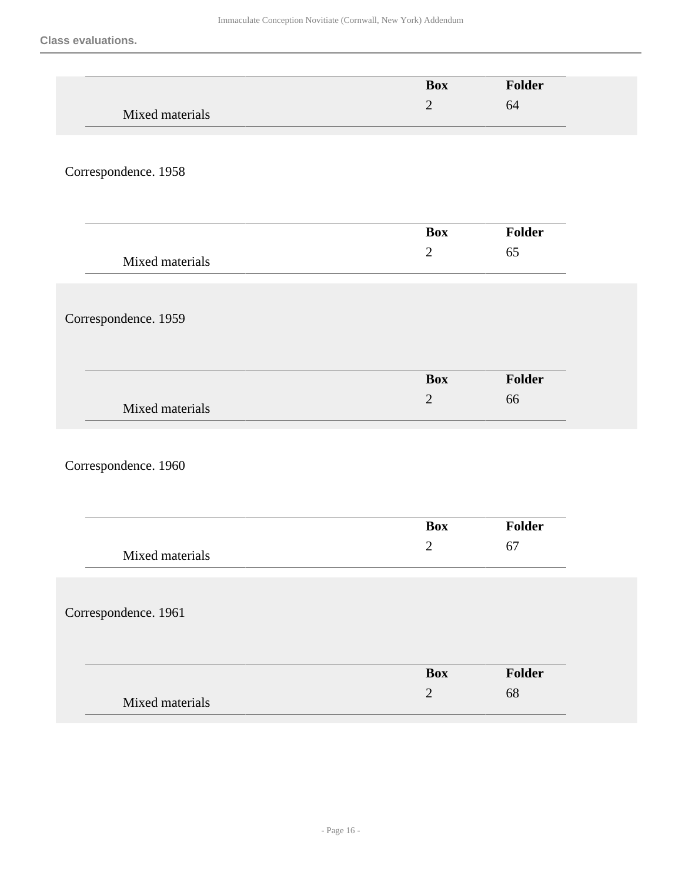Class evaluations.

| | Box | Folder |
|---|---|---|
| Mixed materials | 2 | 64 |

Correspondence. 1958

| | Box | Folder |
|---|---|---|
| Mixed materials | 2 | 65 |

Correspondence. 1959

| | Box | Folder |
|---|---|---|
| Mixed materials | 2 | 66 |

Correspondence. 1960

| | Box | Folder |
|---|---|---|
| Mixed materials | 2 | 67 |

Correspondence. 1961

| | Box | Folder |
|---|---|---|
| Mixed materials | 2 | 68 |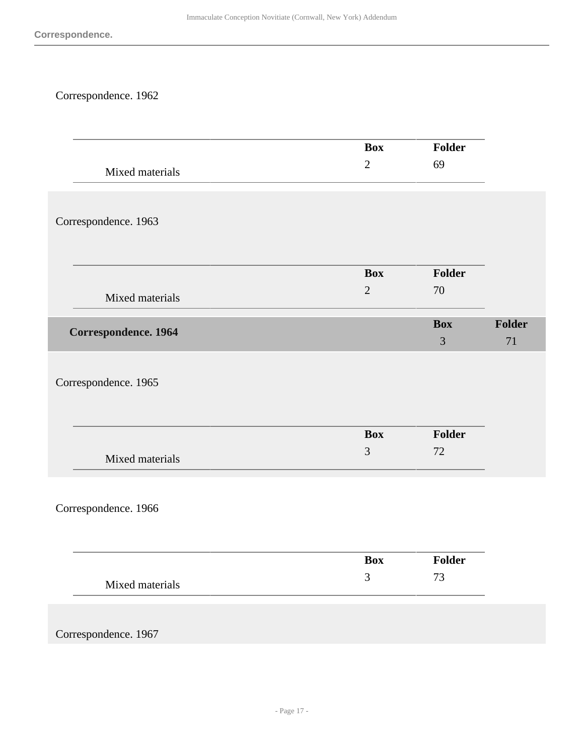Correspondence. 1962

| | Box | Folder |
|---|---|---|
| Mixed materials | 2 | 69 |

Correspondence. 1963

| | Box | Folder |
|---|---|---|
| Mixed materials | 2 | 70 |

| | Box | Folder |
|---|---|---|
| **Correspondence. 1964** | 3 | 71 |

Correspondence. 1965

| | Box | Folder |
|---|---|---|
| Mixed materials | 3 | 72 |

Correspondence. 1966

| | Box | Folder |
|---|---|---|
| Mixed materials | 3 | 73 |

Correspondence. 1967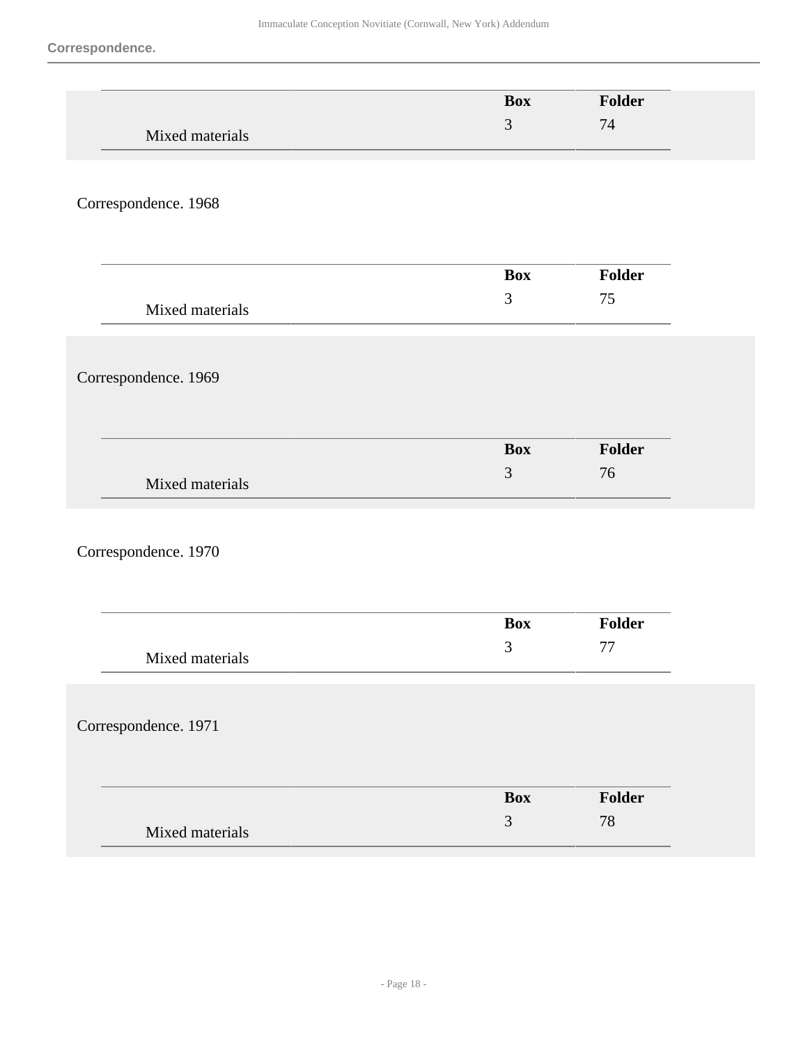| | Box | Folder |
|---|---|---|
| Mixed materials | 3 | 74 |

Correspondence. 1968

| | Box | Folder |
|---|---|---|
| Mixed materials | 3 | 75 |

Correspondence. 1969

| | Box | Folder |
|---|---|---|
| Mixed materials | 3 | 76 |

Correspondence. 1970

| | Box | Folder |
|---|---|---|
| Mixed materials | 3 | 77 |

Correspondence. 1971

| | Box | Folder |
|---|---|---|
| Mixed materials | 3 | 78 |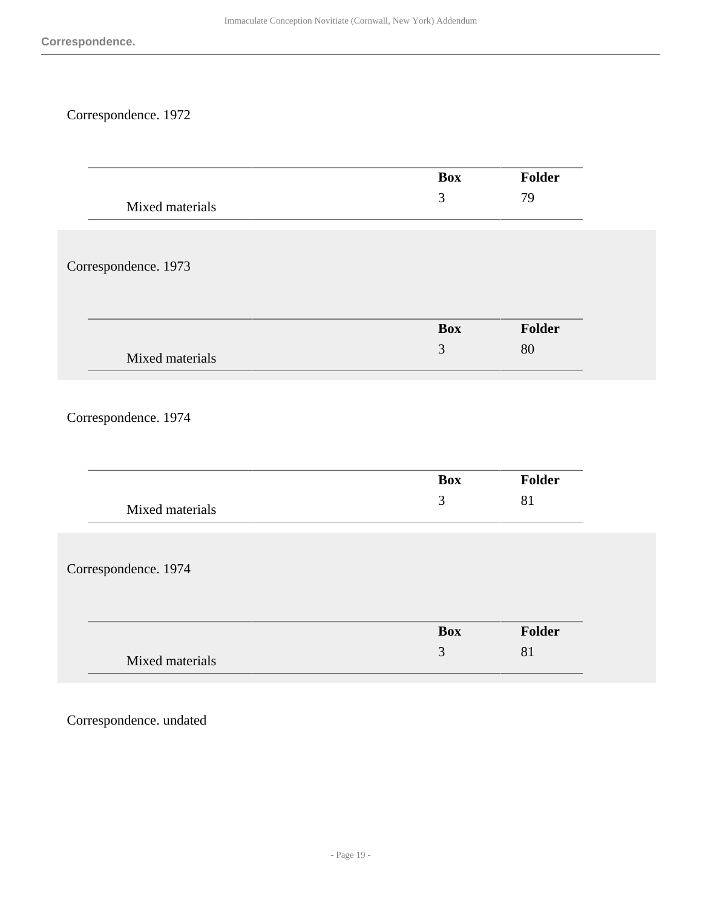## Correspondence.

Correspondence. 1972

| | Box | Folder |
|---|---|---|
| Mixed materials | 3 | 79 |

Correspondence. 1973

| | Box | Folder |
|---|---|---|
| Mixed materials | 3 | 80 |

Correspondence. 1974

| | Box | Folder |
|---|---|---|
| Mixed materials | 3 | 81 |

Correspondence. 1974

| | Box | Folder |
|---|---|---|
| Mixed materials | 3 | 81 |

Correspondence. undated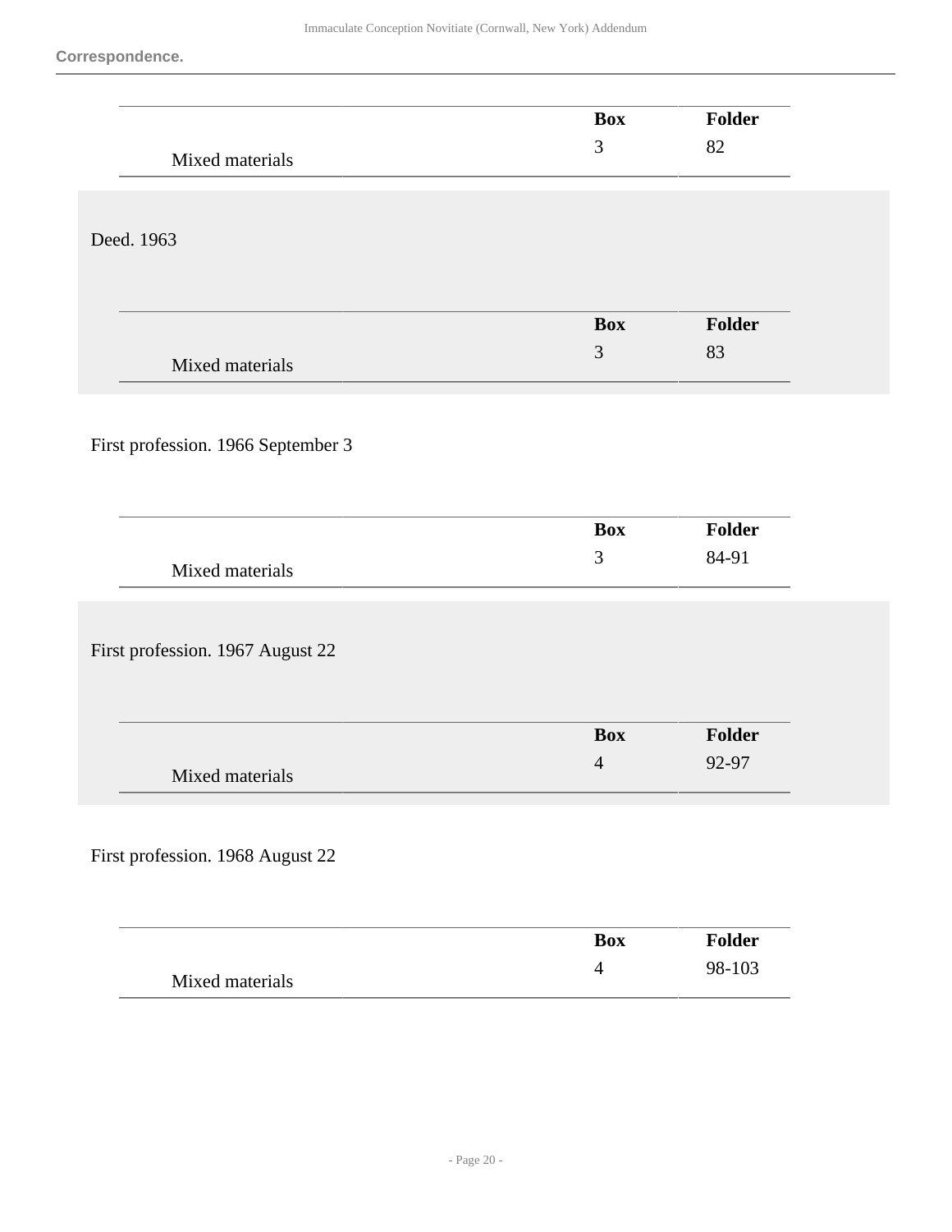**Correspondence.**

| | Box | Folder |
|---|---|---|
| Mixed materials | 3 | 82 |

Deed. 1963

| | Box | Folder |
|---|---|---|
| Mixed materials | 3 | 83 |

First profession. 1966 September 3

| | Box | Folder |
|---|---|---|
| Mixed materials | 3 | 84-91 |

First profession. 1967 August 22

| | Box | Folder |
|---|---|---|
| Mixed materials | 4 | 92-97 |

First profession. 1968 August 22

| | Box | Folder |
|---|---|---|
| Mixed materials | 4 | 98-103 |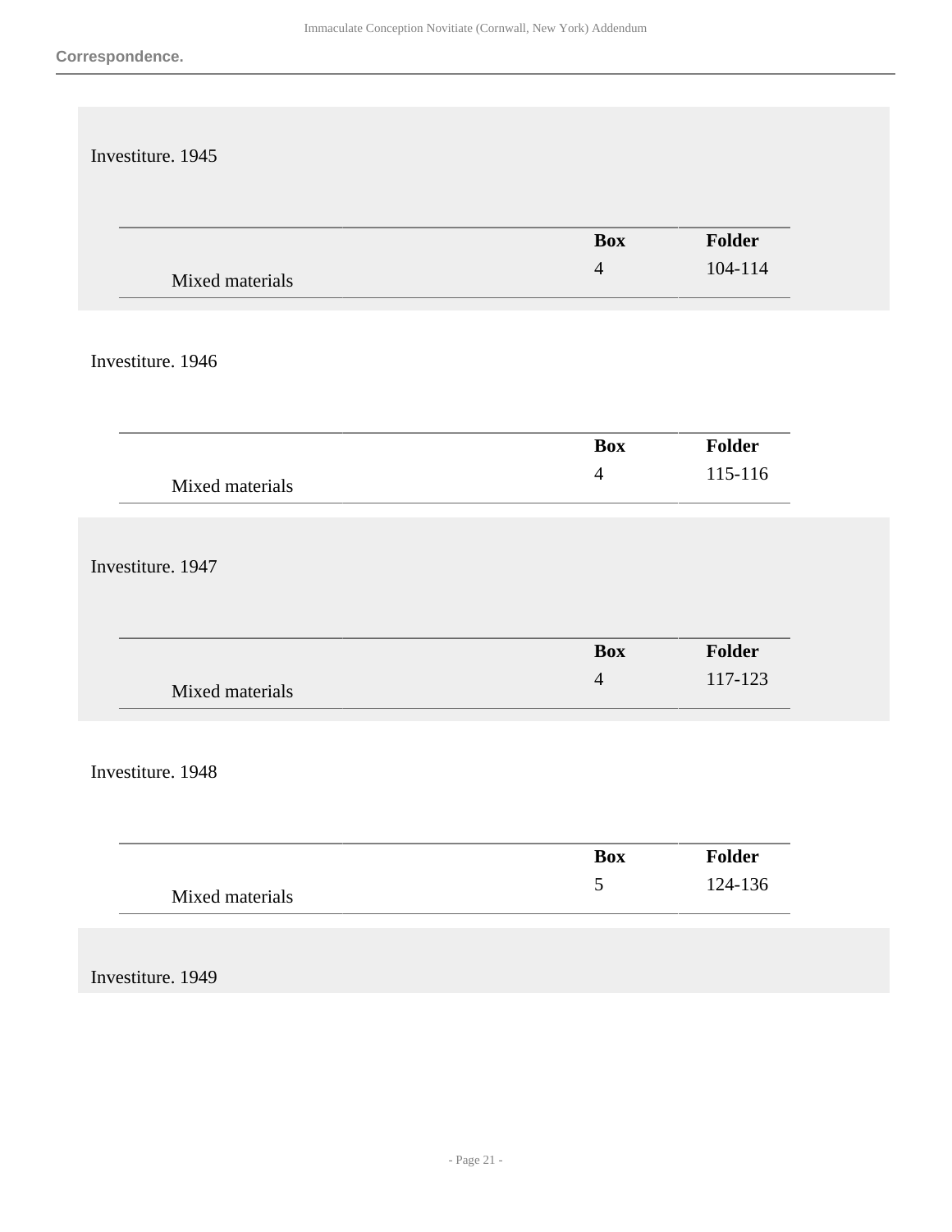Investiture. 1945

| | Box | Folder |
|---|---|---|
| Mixed materials | 4 | 104-114 |

Investiture. 1946

| | Box | Folder |
|---|---|---|
| Mixed materials | 4 | 115-116 |

Investiture. 1947

| | Box | Folder |
|---|---|---|
| Mixed materials | 4 | 117-123 |

Investiture. 1948

| | Box | Folder |
|---|---|---|
| Mixed materials | 5 | 124-136 |

Investiture. 1949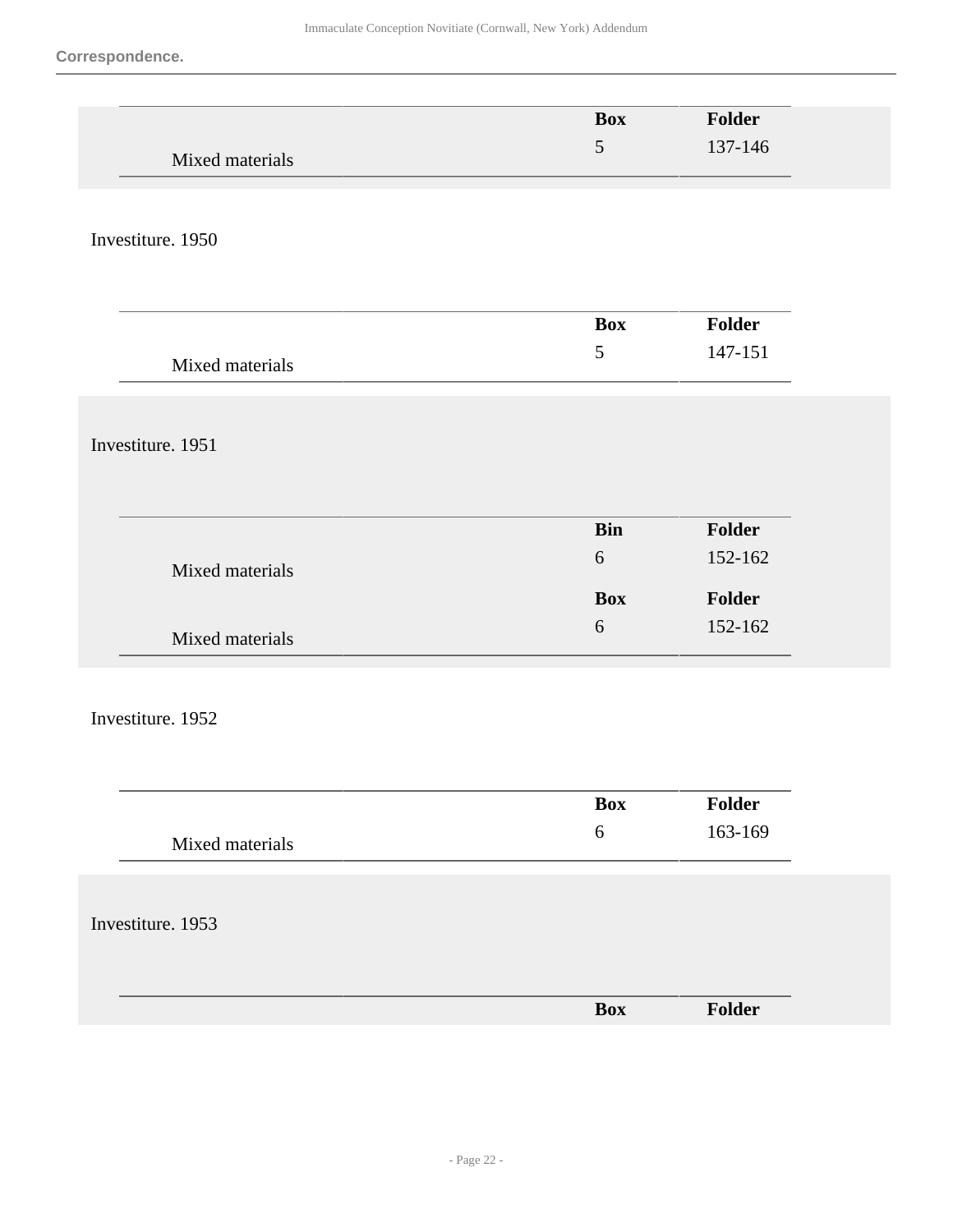**Correspondence.**

| | Box | Folder |
|---|---|---|
| Mixed materials | 5 | 137-146 |

Investiture. 1950

| | Box | Folder |
|---|---|---|
| Mixed materials | 5 | 147-151 |

Investiture. 1951

| | Bin | Folder |
|---|---|---|
| Mixed materials | 6 | 152-162 |
| | **Box** | **Folder** |
| Mixed materials | 6 | 152-162 |

Investiture. 1952

| | Box | Folder |
|---|---|---|
| Mixed materials | 6 | 163-169 |

Investiture. 1953

| | Box | Folder |
|---|---|---|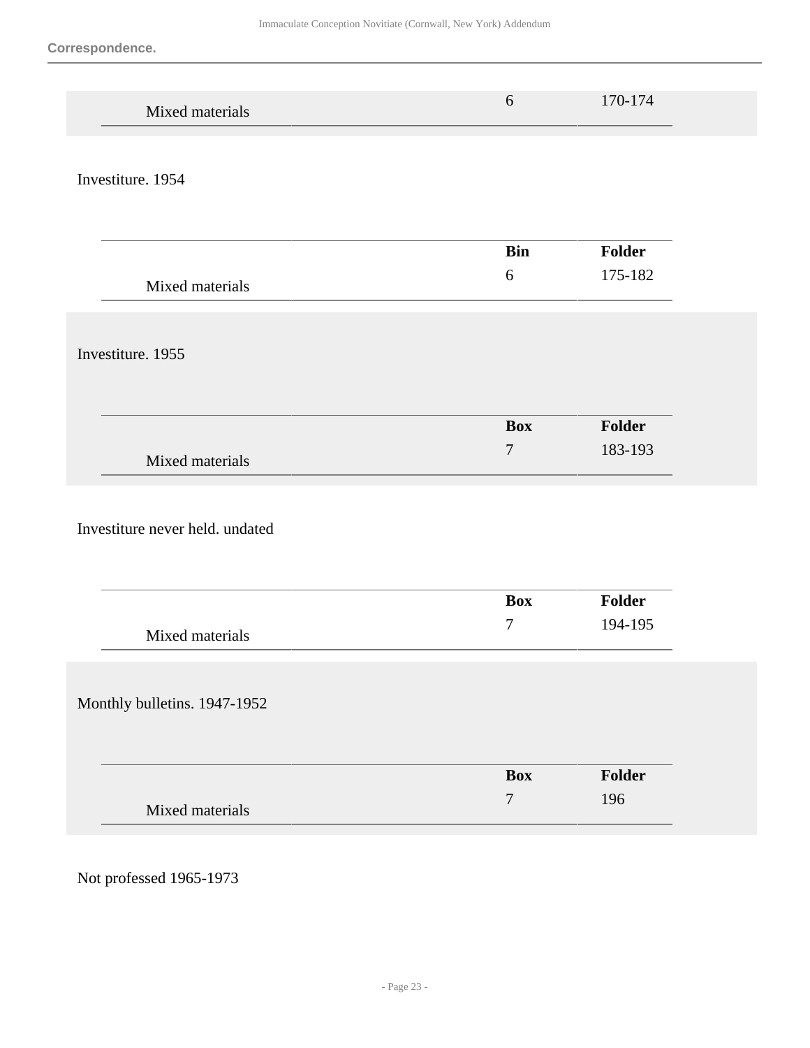| | Bin | Folder |
|---|---|---|
| Mixed materials | 6 | 170-174 |

Investiture. 1954

| | Bin | Folder |
|---|---|---|
| Mixed materials | 6 | 175-182 |

Investiture. 1955

| | Box | Folder |
|---|---|---|
| Mixed materials | 7 | 183-193 |

Investiture never held. undated

| | Box | Folder |
|---|---|---|
| Mixed materials | 7 | 194-195 |

Monthly bulletins. 1947-1952

| | Box | Folder |
|---|---|---|
| Mixed materials | 7 | 196 |

Not professed 1965-1973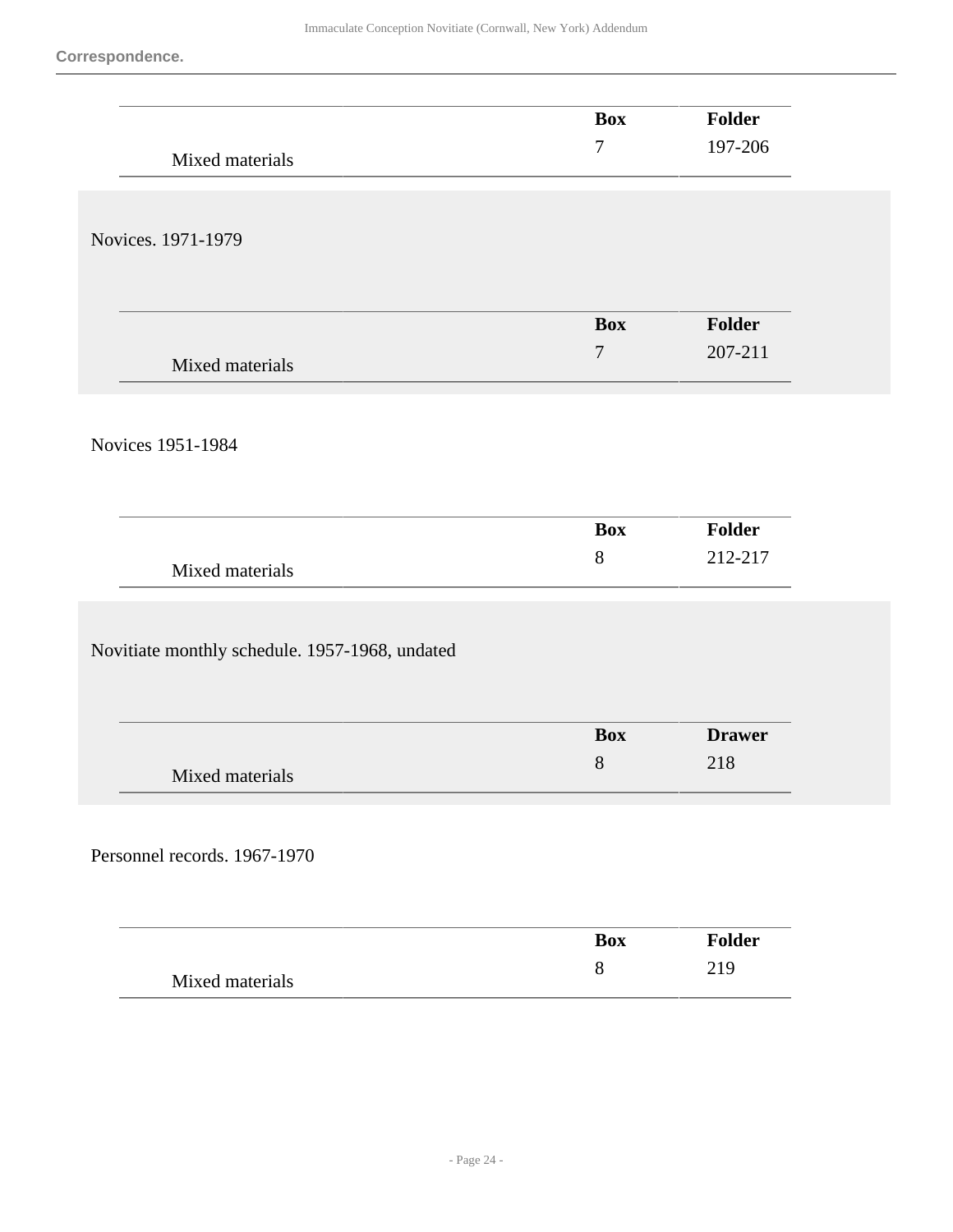**Correspondence.**

| | Box | Folder |
|---|---|---|
| Mixed materials | 7 | 197-206 |

Novices. 1971-1979

| | Box | Folder |
|---|---|---|
| Mixed materials | 7 | 207-211 |

Novices 1951-1984

| | Box | Folder |
|---|---|---|
| Mixed materials | 8 | 212-217 |

Novitiate monthly schedule. 1957-1968, undated

| | Box | Drawer |
|---|---|---|
| Mixed materials | 8 | 218 |

Personnel records. 1967-1970

| | Box | Folder |
|---|---|---|
| Mixed materials | 8 | 219 |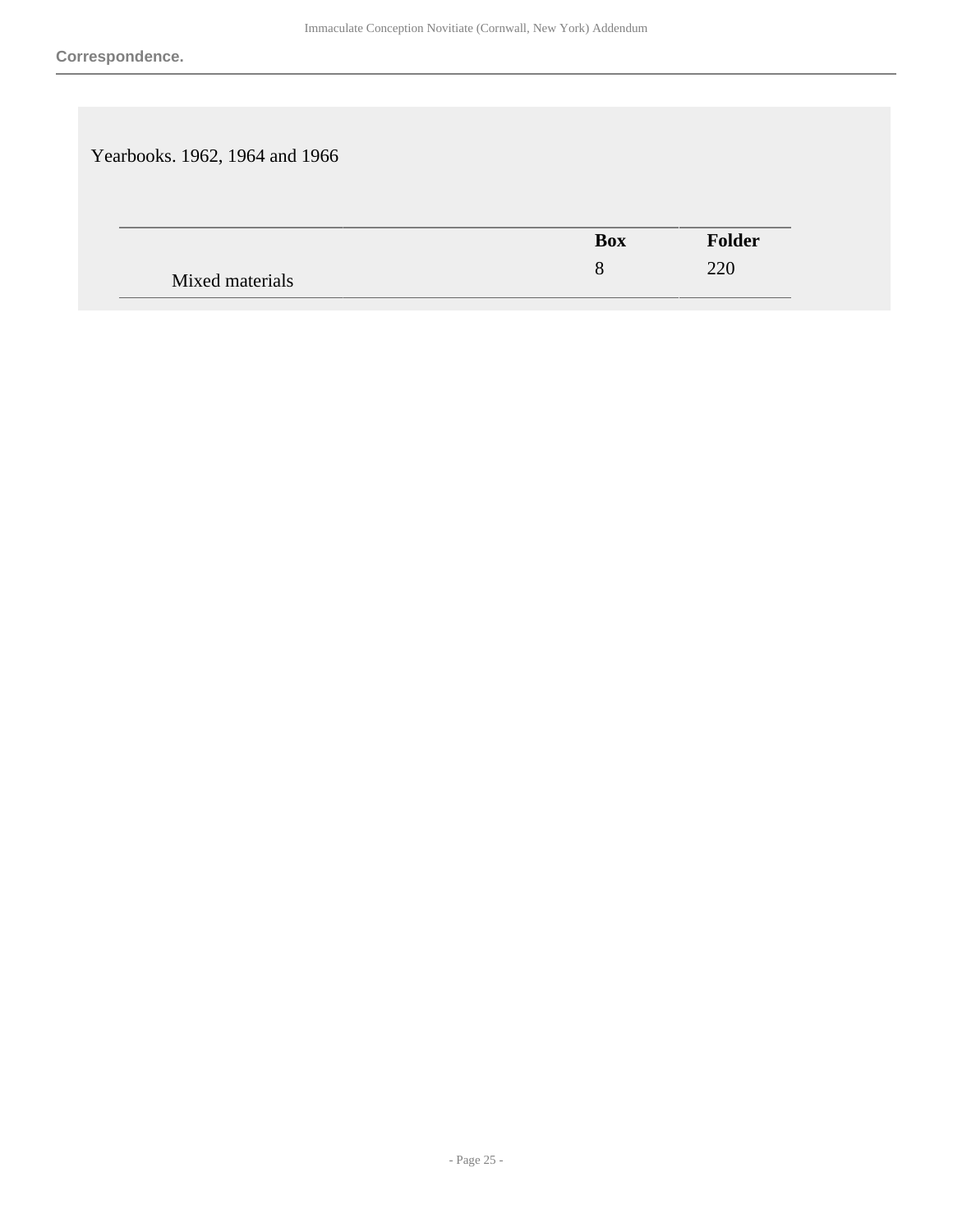Correspondence.

Yearbooks. 1962, 1964 and 1966

| | Box | Folder |
|---|---|---|
| Mixed materials | 8 | 220 |